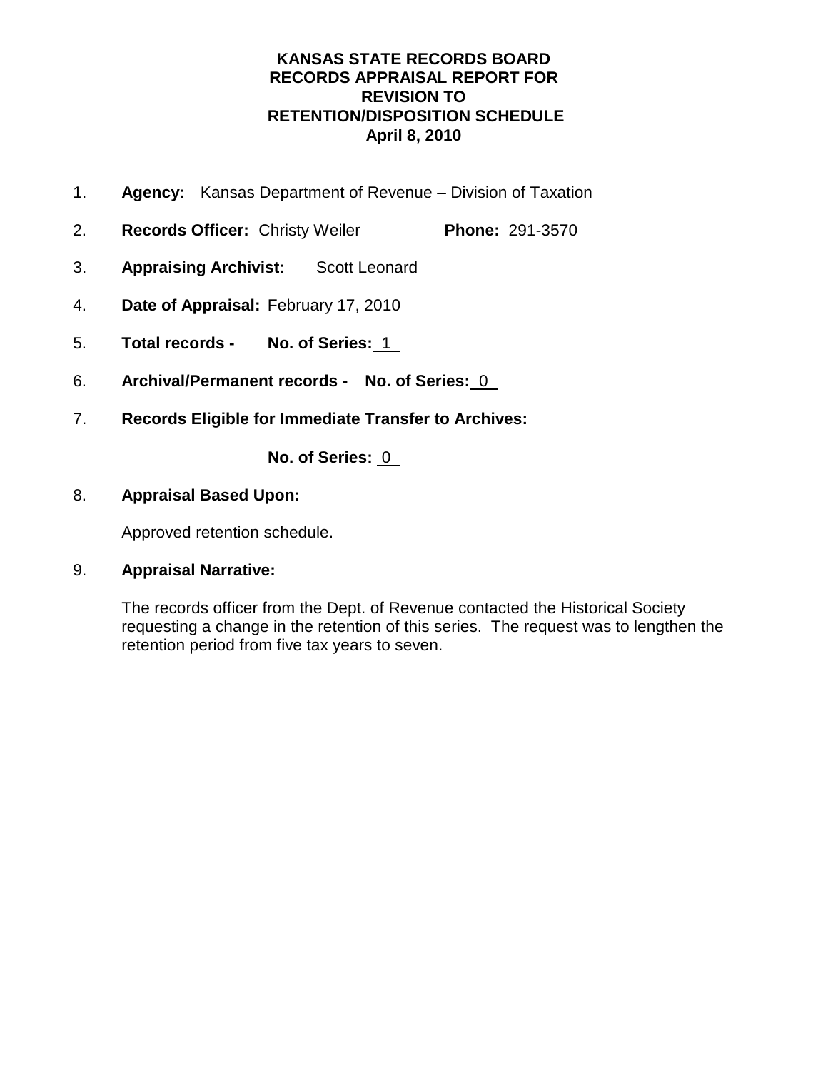# KANSAS STATE RECORDS BOARD
# RECORDS APPRAISAL REPORT FOR
# REVISION TO
# RETENTION/DISPOSITION SCHEDULE
# April 8, 2010

1. **Agency:** Kansas Department of Revenue – Division of Taxation

2. **Records Officer:** Christy Weiler **Phone:** 291-3570

3. **Appraising Archivist:** Scott Leonard

4. **Date of Appraisal:** February 17, 2010

5. **Total records - No. of Series:** 1

6. **Archival/Permanent records - No. of Series:** 0

7. **Records Eligible for Immediate Transfer to Archives:**

   **No. of Series:** 0

8. **Appraisal Based Upon:**

   Approved retention schedule.

9. **Appraisal Narrative:**

   The records officer from the Dept. of Revenue contacted the Historical Society requesting a change in the retention of this series. The request was to lengthen the retention period from five tax years to seven.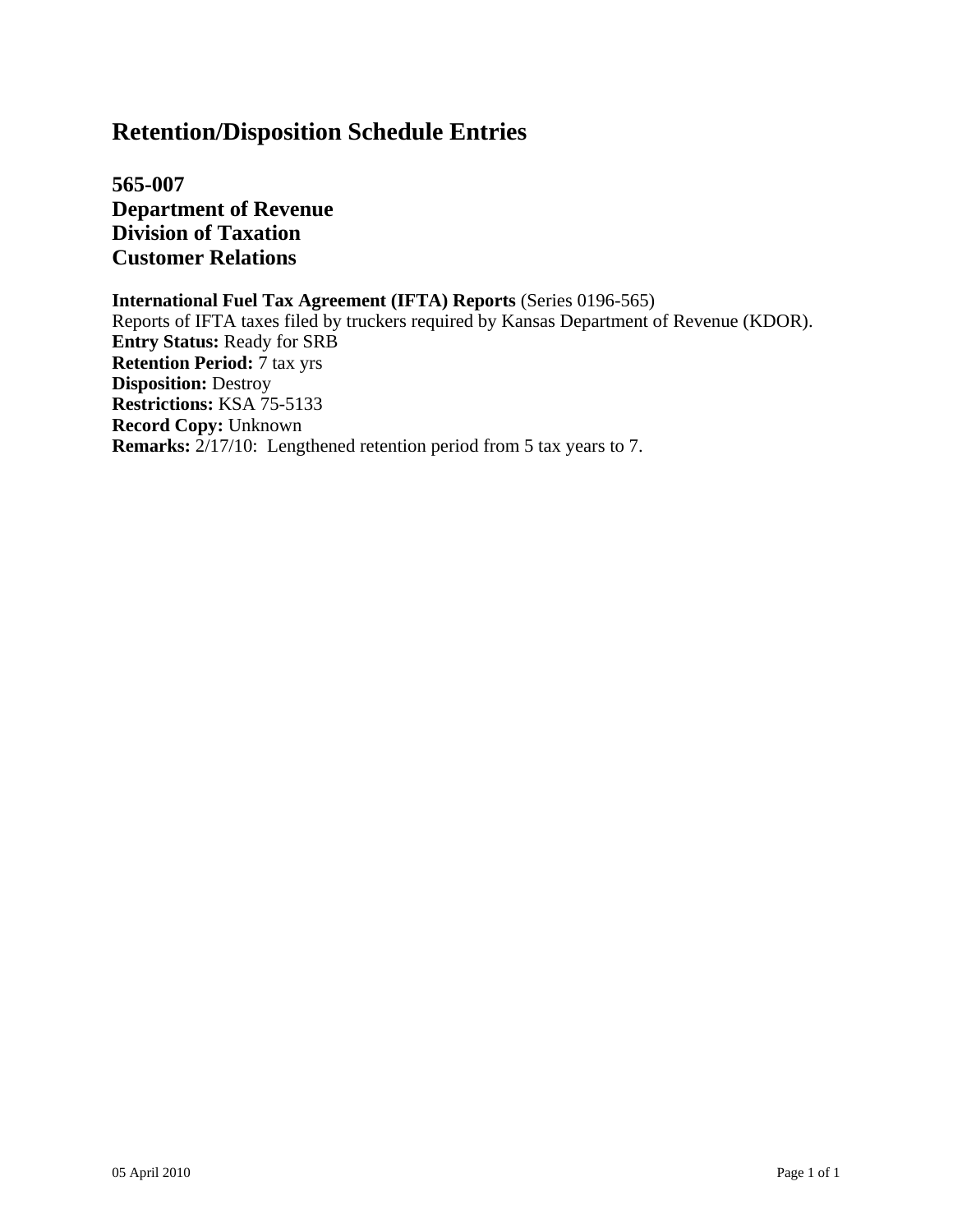# Retention/Disposition Schedule Entries

## 565-007
## Department of Revenue
## Division of Taxation
## Customer Relations

**International Fuel Tax Agreement (IFTA) Reports** (Series 0196-565)
Reports of IFTA taxes filed by truckers required by Kansas Department of Revenue (KDOR).
**Entry Status:** Ready for SRB
**Retention Period:** 7 tax yrs
**Disposition:** Destroy
**Restrictions:** KSA 75-5133
**Record Copy:** Unknown
**Remarks:** 2/17/10: Lengthened retention period from 5 tax years to 7.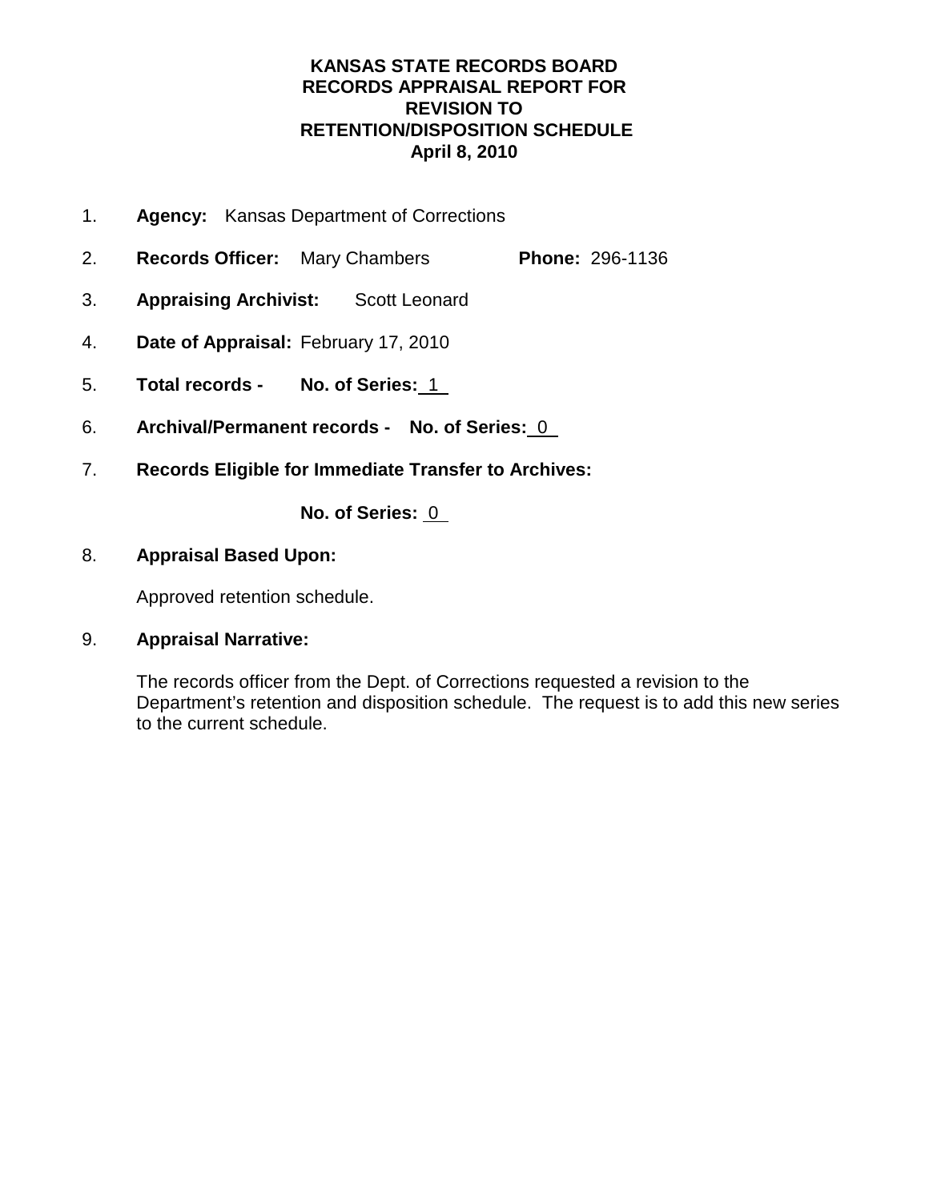**KANSAS STATE RECORDS BOARD**
**RECORDS APPRAISAL REPORT FOR**
**REVISION TO**
**RETENTION/DISPOSITION SCHEDULE**
**April 8, 2010**

1. **Agency:** Kansas Department of Corrections

2. **Records Officer:** Mary Chambers **Phone:** 296-1136

3. **Appraising Archivist:** Scott Leonard

4. **Date of Appraisal:** February 17, 2010

5. **Total records - No. of Series:** 1

6. **Archival/Permanent records - No. of Series:** 0

7. **Records Eligible for Immediate Transfer to Archives:**

   **No. of Series:** 0

8. **Appraisal Based Upon:**

   Approved retention schedule.

9. **Appraisal Narrative:**

   The records officer from the Dept. of Corrections requested a revision to the Department's retention and disposition schedule. The request is to add this new series to the current schedule.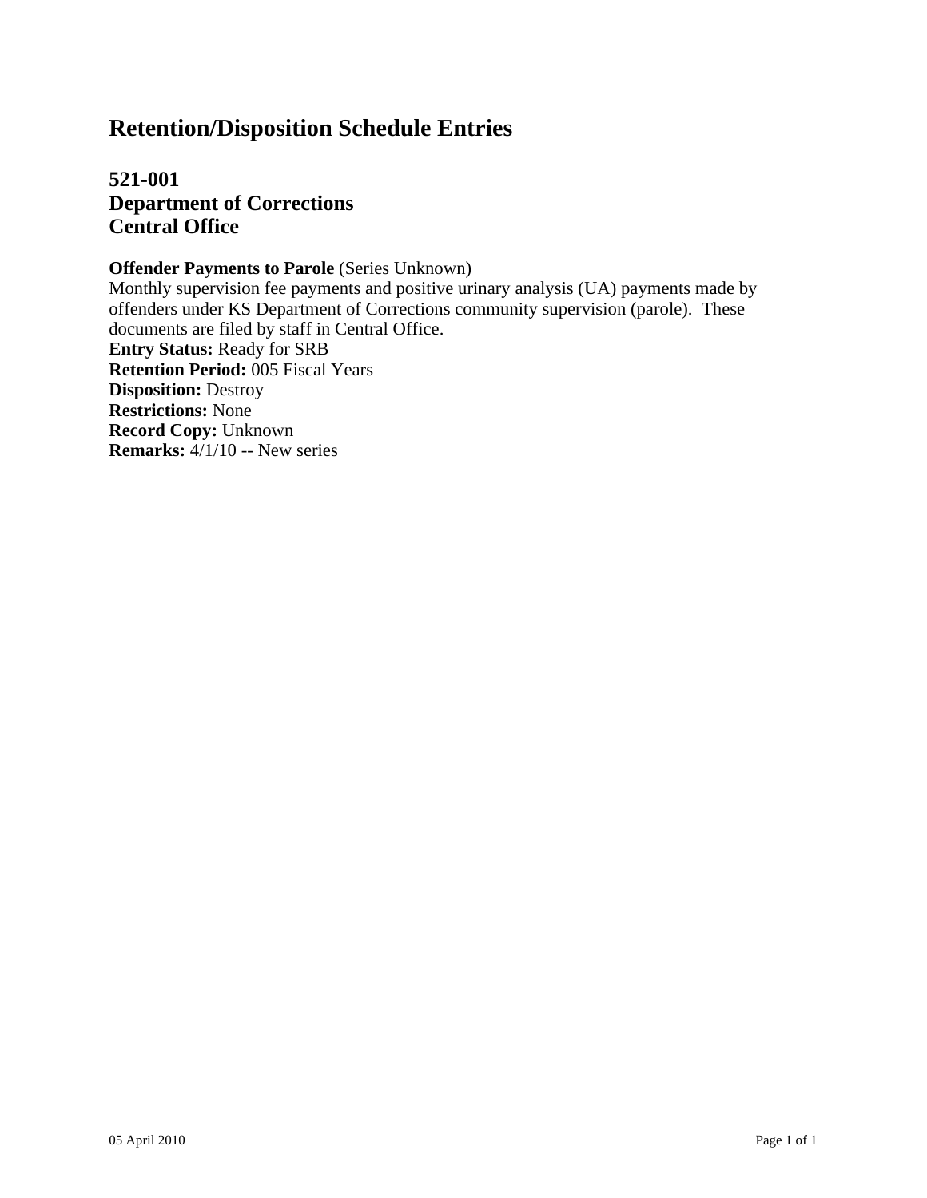# Retention/Disposition Schedule Entries

## 521-001
## Department of Corrections
## Central Office

**Offender Payments to Parole** (Series Unknown)
Monthly supervision fee payments and positive urinary analysis (UA) payments made by offenders under KS Department of Corrections community supervision (parole). These documents are filed by staff in Central Office.
**Entry Status:** Ready for SRB
**Retention Period:** 005 Fiscal Years
**Disposition:** Destroy
**Restrictions:** None
**Record Copy:** Unknown
**Remarks:** 4/1/10 -- New series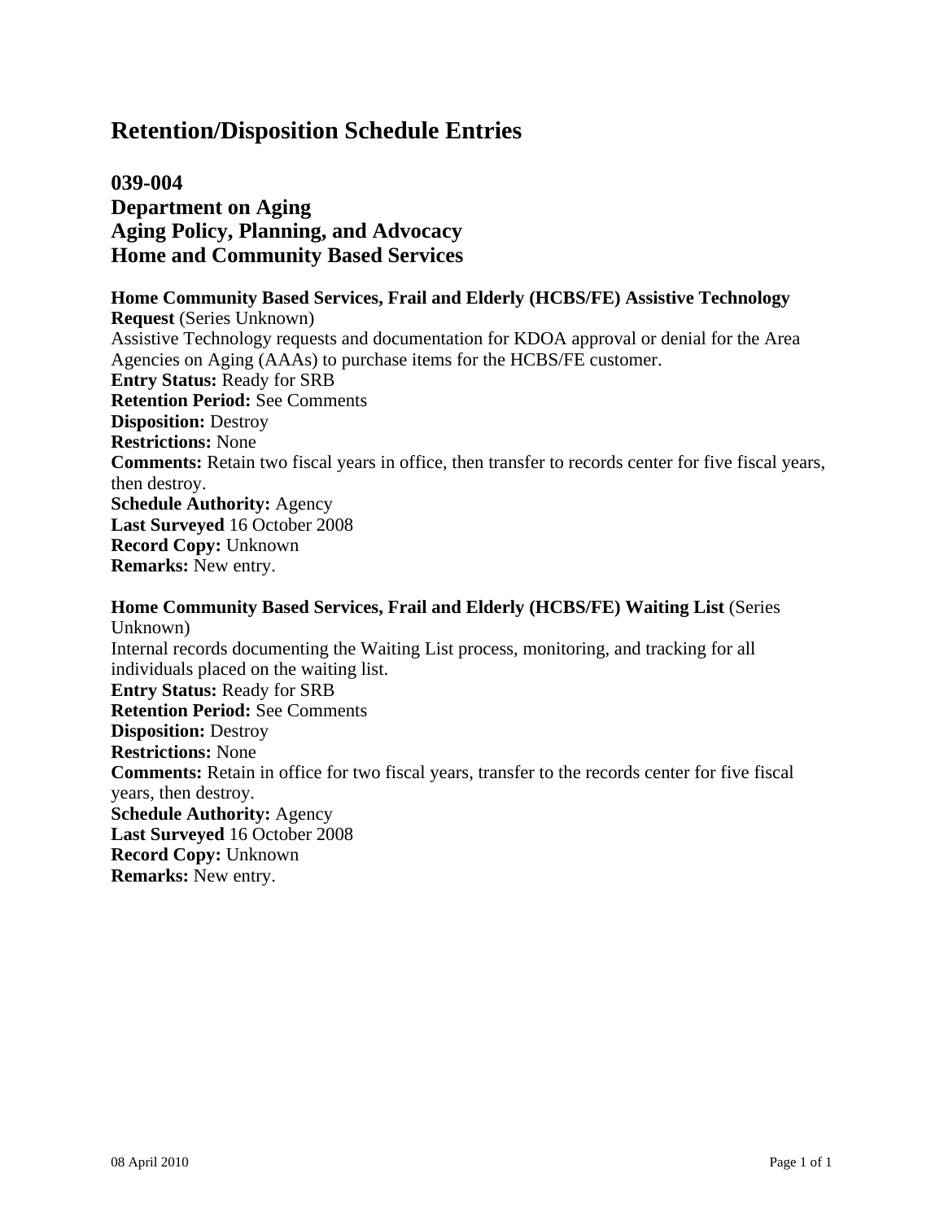# Retention/Disposition Schedule Entries

## 039-004
## Department on Aging
## Aging Policy, Planning, and Advocacy
## Home and Community Based Services

**Home Community Based Services, Frail and Elderly (HCBS/FE) Assistive Technology Request** (Series Unknown)
Assistive Technology requests and documentation for KDOA approval or denial for the Area Agencies on Aging (AAAs) to purchase items for the HCBS/FE customer.
**Entry Status:** Ready for SRB
**Retention Period:** See Comments
**Disposition:** Destroy
**Restrictions:** None
**Comments:** Retain two fiscal years in office, then transfer to records center for five fiscal years, then destroy.
**Schedule Authority:** Agency
**Last Surveyed** 16 October 2008
**Record Copy:** Unknown
**Remarks:** New entry.

**Home Community Based Services, Frail and Elderly (HCBS/FE) Waiting List** (Series Unknown)
Internal records documenting the Waiting List process, monitoring, and tracking for all individuals placed on the waiting list.
**Entry Status:** Ready for SRB
**Retention Period:** See Comments
**Disposition:** Destroy
**Restrictions:** None
**Comments:** Retain in office for two fiscal years, transfer to the records center for five fiscal years, then destroy.
**Schedule Authority:** Agency
**Last Surveyed** 16 October 2008
**Record Copy:** Unknown
**Remarks:** New entry.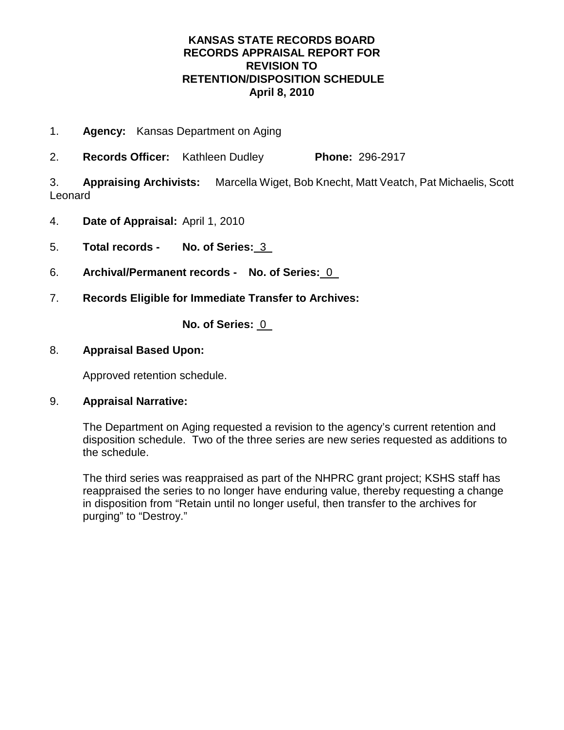# KANSAS STATE RECORDS BOARD
# RECORDS APPRAISAL REPORT FOR REVISION TO RETENTION/DISPOSITION SCHEDULE
# April 8, 2010

1. **Agency:** Kansas Department on Aging

2. **Records Officer:** Kathleen Dudley **Phone:** 296-2917

3. **Appraising Archivists:** Marcella Wiget, Bob Knecht, Matt Veatch, Pat Michaelis, Scott Leonard

4. **Date of Appraisal:** April 1, 2010

5. **Total records - No. of Series:** 3

6. **Archival/Permanent records - No. of Series:** 0

7. **Records Eligible for Immediate Transfer to Archives:**

   **No. of Series:** 0

8. **Appraisal Based Upon:**

   Approved retention schedule.

9. **Appraisal Narrative:**

   The Department on Aging requested a revision to the agency's current retention and disposition schedule. Two of the three series are new series requested as additions to the schedule.

   The third series was reappraised as part of the NHPRC grant project; KSHS staff has reappraised the series to no longer have enduring value, thereby requesting a change in disposition from "Retain until no longer useful, then transfer to the archives for purging" to "Destroy."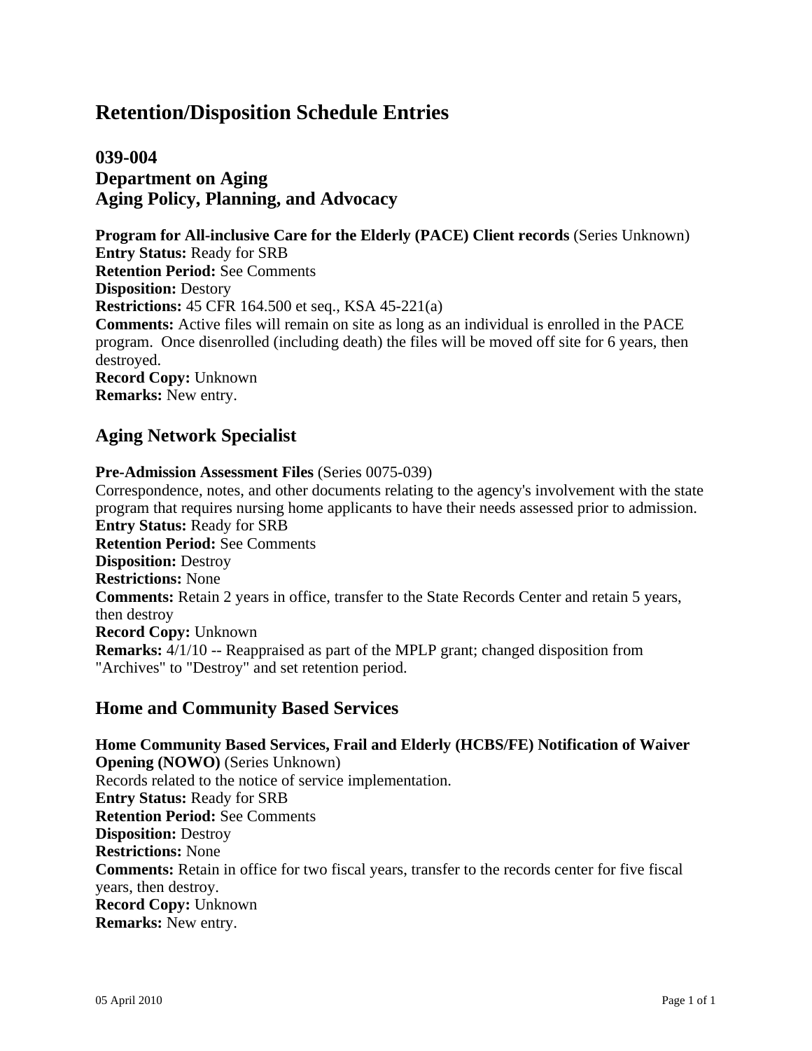# Retention/Disposition Schedule Entries

## 039-004
## Department on Aging
## Aging Policy, Planning, and Advocacy

**Program for All-inclusive Care for the Elderly (PACE) Client records** (Series Unknown)
**Entry Status:** Ready for SRB
**Retention Period:** See Comments
**Disposition:** Destory
**Restrictions:** 45 CFR 164.500 et seq., KSA 45-221(a)
**Comments:** Active files will remain on site as long as an individual is enrolled in the PACE program. Once disenrolled (including death) the files will be moved off site for 6 years, then destroyed.
**Record Copy:** Unknown
**Remarks:** New entry.

## Aging Network Specialist

**Pre-Admission Assessment Files** (Series 0075-039)
Correspondence, notes, and other documents relating to the agency's involvement with the state program that requires nursing home applicants to have their needs assessed prior to admission.
**Entry Status:** Ready for SRB
**Retention Period:** See Comments
**Disposition:** Destroy
**Restrictions:** None
**Comments:** Retain 2 years in office, transfer to the State Records Center and retain 5 years, then destroy
**Record Copy:** Unknown
**Remarks:** 4/1/10 -- Reappraised as part of the MPLP grant; changed disposition from "Archives" to "Destroy" and set retention period.

## Home and Community Based Services

**Home Community Based Services, Frail and Elderly (HCBS/FE) Notification of Waiver Opening (NOWO)** (Series Unknown)
Records related to the notice of service implementation.
**Entry Status:** Ready for SRB
**Retention Period:** See Comments
**Disposition:** Destroy
**Restrictions:** None
**Comments:** Retain in office for two fiscal years, transfer to the records center for five fiscal years, then destroy.
**Record Copy:** Unknown
**Remarks:** New entry.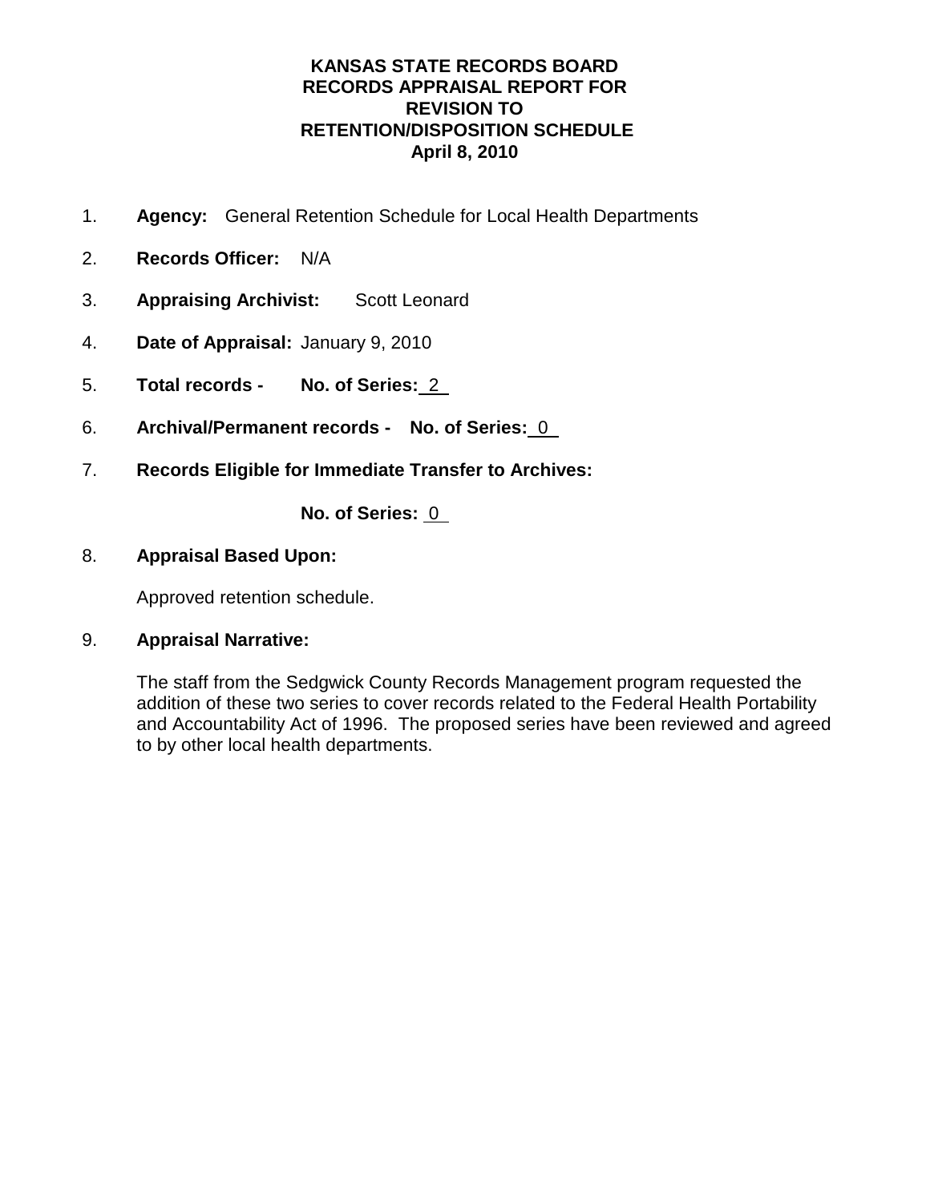# KANSAS STATE RECORDS BOARD
# RECORDS APPRAISAL REPORT FOR REVISION TO RETENTION/DISPOSITION SCHEDULE
# April 8, 2010

1. **Agency:** General Retention Schedule for Local Health Departments

2. **Records Officer:** N/A

3. **Appraising Archivist:** Scott Leonard

4. **Date of Appraisal:** January 9, 2010

5. **Total records - No. of Series:** 2

6. **Archival/Permanent records - No. of Series:** 0

7. **Records Eligible for Immediate Transfer to Archives:**

   **No. of Series:** 0

8. **Appraisal Based Upon:**

   Approved retention schedule.

9. **Appraisal Narrative:**

   The staff from the Sedgwick County Records Management program requested the addition of these two series to cover records related to the Federal Health Portability and Accountability Act of 1996. The proposed series have been reviewed and agreed to by other local health departments.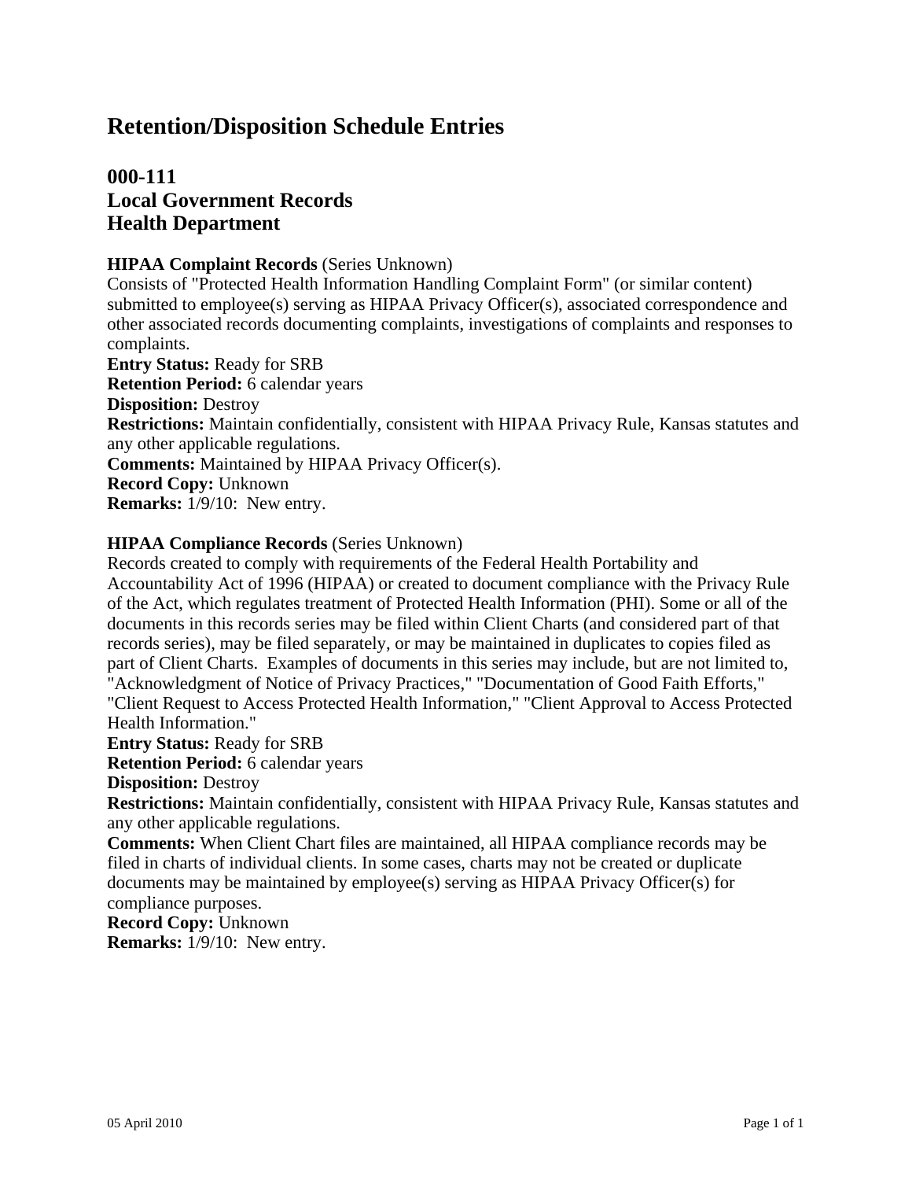# Retention/Disposition Schedule Entries

## 000-111
## Local Government Records
## Health Department

**HIPAA Complaint Records** (Series Unknown)
Consists of "Protected Health Information Handling Complaint Form" (or similar content) submitted to employee(s) serving as HIPAA Privacy Officer(s), associated correspondence and other associated records documenting complaints, investigations of complaints and responses to complaints.
**Entry Status:** Ready for SRB
**Retention Period:** 6 calendar years
**Disposition:** Destroy
**Restrictions:** Maintain confidentially, consistent with HIPAA Privacy Rule, Kansas statutes and any other applicable regulations.
**Comments:** Maintained by HIPAA Privacy Officer(s).
**Record Copy:** Unknown
**Remarks:** 1/9/10: New entry.

**HIPAA Compliance Records** (Series Unknown)
Records created to comply with requirements of the Federal Health Portability and Accountability Act of 1996 (HIPAA) or created to document compliance with the Privacy Rule of the Act, which regulates treatment of Protected Health Information (PHI). Some or all of the documents in this records series may be filed within Client Charts (and considered part of that records series), may be filed separately, or may be maintained in duplicates to copies filed as part of Client Charts. Examples of documents in this series may include, but are not limited to, "Acknowledgment of Notice of Privacy Practices," "Documentation of Good Faith Efforts," "Client Request to Access Protected Health Information," "Client Approval to Access Protected Health Information."
**Entry Status:** Ready for SRB
**Retention Period:** 6 calendar years
**Disposition:** Destroy
**Restrictions:** Maintain confidentially, consistent with HIPAA Privacy Rule, Kansas statutes and any other applicable regulations.
**Comments:** When Client Chart files are maintained, all HIPAA compliance records may be filed in charts of individual clients. In some cases, charts may not be created or duplicate documents may be maintained by employee(s) serving as HIPAA Privacy Officer(s) for compliance purposes.
**Record Copy:** Unknown
**Remarks:** 1/9/10: New entry.